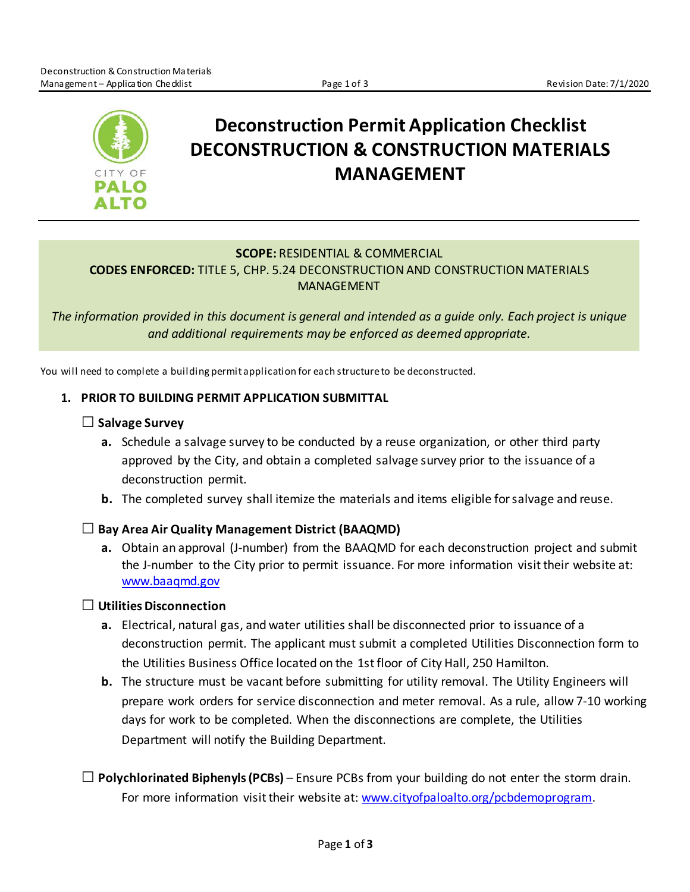# Deconstruction Permit Application Checklist
# DECONSTRUCTION & CONSTRUCTION MATERIALS MANAGEMENT

**SCOPE:** RESIDENTIAL & COMMERCIAL
**CODES ENFORCED:** TITLE 5, CHP. 5.24 DECONSTRUCTION AND CONSTRUCTION MATERIALS MANAGEMENT

*The information provided in this document is general and intended as a guide only. Each project is unique and additional requirements may be enforced as deemed appropriate.*

You will need to complete a building permit application for each structure to be deconstructed.

## 1. PRIOR TO BUILDING PERMIT APPLICATION SUBMITTAL

☐ **Salvage Survey**

- **a.** Schedule a salvage survey to be conducted by a reuse organization, or other third party approved by the City, and obtain a completed salvage survey prior to the issuance of a deconstruction permit.
- **b.** The completed survey shall itemize the materials and items eligible for salvage and reuse.

☐ **Bay Area Air Quality Management District (BAAQMD)**

- **a.** Obtain an approval (J-number) from the BAAQMD for each deconstruction project and submit the J-number to the City prior to permit issuance. For more information visit their website at: www.baaqmd.gov

☐ **Utilities Disconnection**

- **a.** Electrical, natural gas, and water utilities shall be disconnected prior to issuance of a deconstruction permit. The applicant must submit a completed Utilities Disconnection form to the Utilities Business Office located on the 1st floor of City Hall, 250 Hamilton.
- **b.** The structure must be vacant before submitting for utility removal. The Utility Engineers will prepare work orders for service disconnection and meter removal. As a rule, allow 7-10 working days for work to be completed. When the disconnections are complete, the Utilities Department will notify the Building Department.

☐ **Polychlorinated Biphenyls (PCBs)** – Ensure PCBs from your building do not enter the storm drain. For more information visit their website at: www.cityofpaloalto.org/pcbdemoprogram.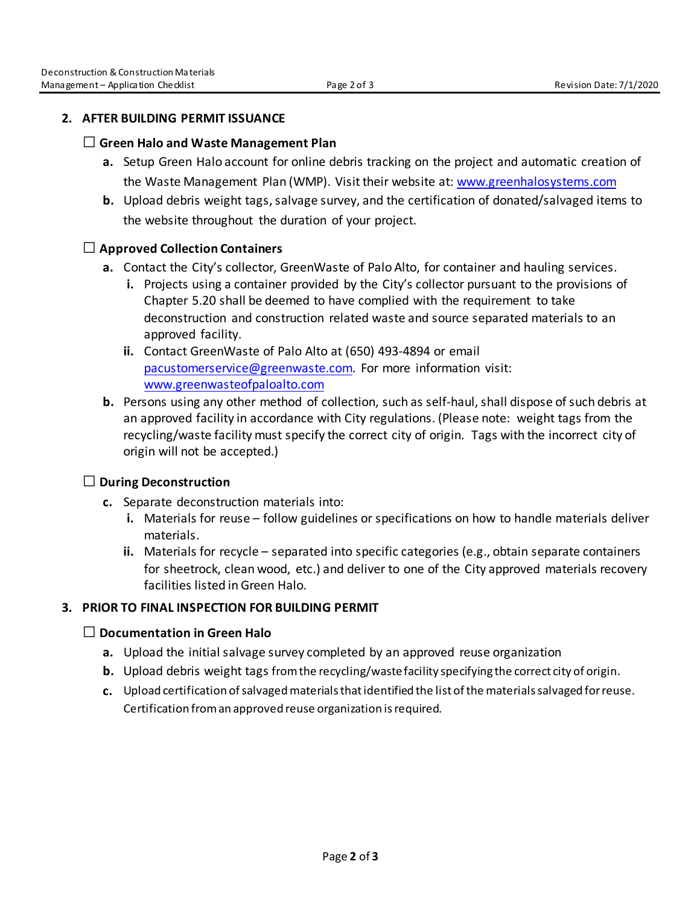## 2. AFTER BUILDING PERMIT ISSUANCE

☐ **Green Halo and Waste Management Plan**

- **a.** Setup Green Halo account for online debris tracking on the project and automatic creation of the Waste Management Plan (WMP). Visit their website at: www.greenhalosystems.com
- **b.** Upload debris weight tags, salvage survey, and the certification of donated/salvaged items to the website throughout the duration of your project.

☐ **Approved Collection Containers**

- **a.** Contact the City's collector, GreenWaste of Palo Alto, for container and hauling services.
  - **i.** Projects using a container provided by the City's collector pursuant to the provisions of Chapter 5.20 shall be deemed to have complied with the requirement to take deconstruction and construction related waste and source separated materials to an approved facility.
  - **ii.** Contact GreenWaste of Palo Alto at (650) 493-4894 or email pacustomerservice@greenwaste.com. For more information visit: www.greenwasteofpaloalto.com
- **b.** Persons using any other method of collection, such as self-haul, shall dispose of such debris at an approved facility in accordance with City regulations. (Please note: weight tags from the recycling/waste facility must specify the correct city of origin. Tags with the incorrect city of origin will not be accepted.)

☐ **During Deconstruction**

- **c.** Separate deconstruction materials into:
  - **i.** Materials for reuse – follow guidelines or specifications on how to handle materials deliver materials.
  - **ii.** Materials for recycle – separated into specific categories (e.g., obtain separate containers for sheetrock, clean wood, etc.) and deliver to one of the City approved materials recovery facilities listed in Green Halo.

## 3. PRIOR TO FINAL INSPECTION FOR BUILDING PERMIT

☐ **Documentation in Green Halo**

- **a.** Upload the initial salvage survey completed by an approved reuse organization
- **b.** Upload debris weight tags from the recycling/waste facility specifying the correct city of origin.
- **c.** Upload certification of salvaged materials that identified the list of the materials salvaged for reuse. Certification from an approved reuse organization is required.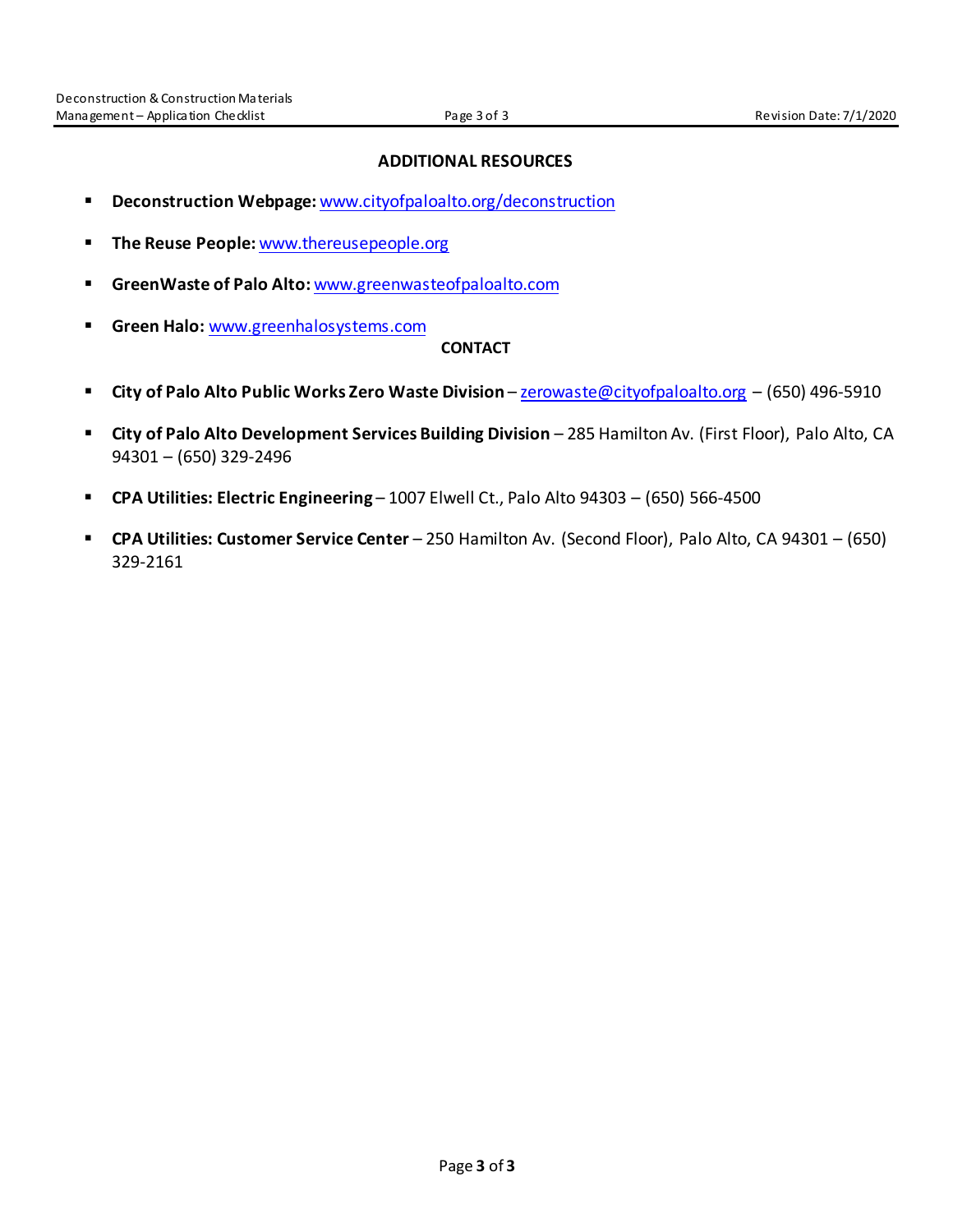## ADDITIONAL RESOURCES

- **Deconstruction Webpage:** www.cityofpaloalto.org/deconstruction
- **The Reuse People:** www.thereusepeople.org
- **GreenWaste of Palo Alto:** www.greenwasteofpaloalto.com
- **Green Halo:** www.greenhalosystems.com

## CONTACT

- **City of Palo Alto Public Works Zero Waste Division** – zerowaste@cityofpaloalto.org – (650) 496-5910
- **City of Palo Alto Development Services Building Division** – 285 Hamilton Av. (First Floor), Palo Alto, CA 94301 – (650) 329-2496
- **CPA Utilities: Electric Engineering** – 1007 Elwell Ct., Palo Alto 94303 – (650) 566-4500
- **CPA Utilities: Customer Service Center** – 250 Hamilton Av. (Second Floor), Palo Alto, CA 94301 – (650) 329-2161